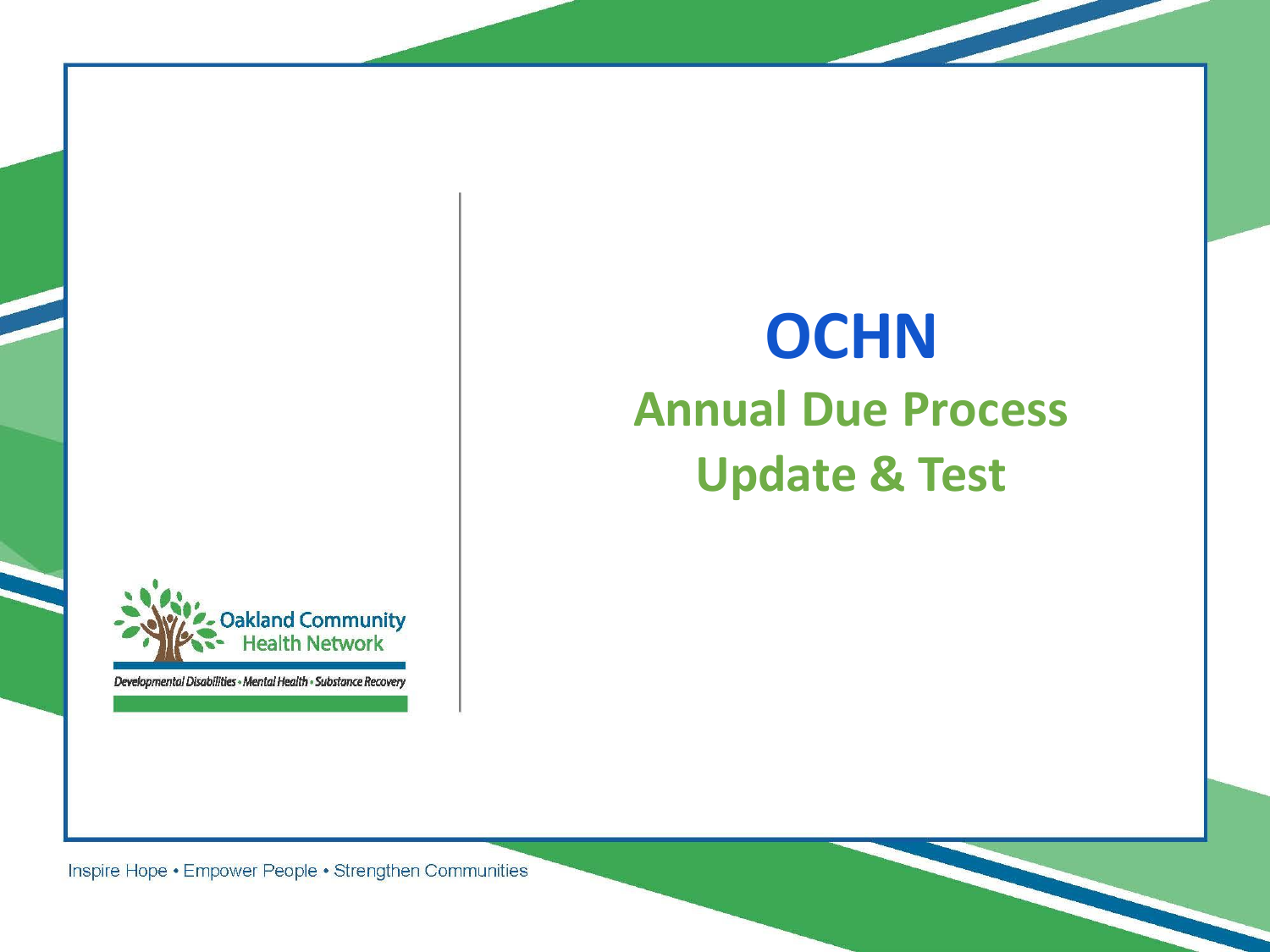# OCHN

## Annual Due Process Update & Test

Oakland Community Health Network

Developmental Disabilities • Mental Health • Substance Recovery

Inspire Hope • Empower People • Strengthen Communities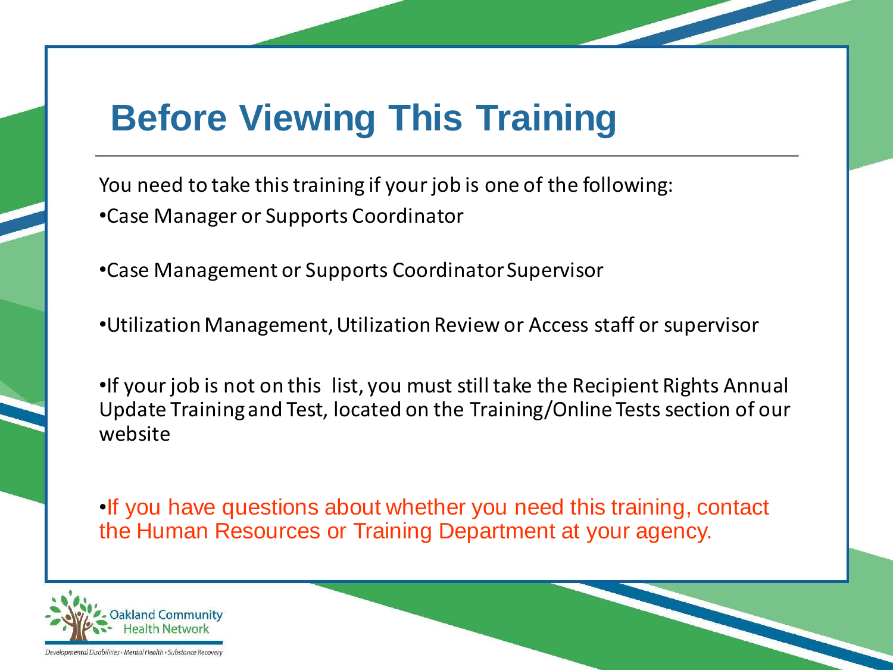# Before Viewing This Training

You need to take this training if your job is one of the following:

- Case Manager or Supports Coordinator
- Case Management or Supports Coordinator Supervisor
- Utilization Management, Utilization Review or Access staff or supervisor
- If your job is not on this list, you must still take the Recipient Rights Annual Update Training and Test, located on the Training/Online Tests section of our website
- If you have questions about whether you need this training, contact the Human Resources or Training Department at your agency.

Oakland Community Health Network

Developmental Disabilities • Mental Health • Substance Recovery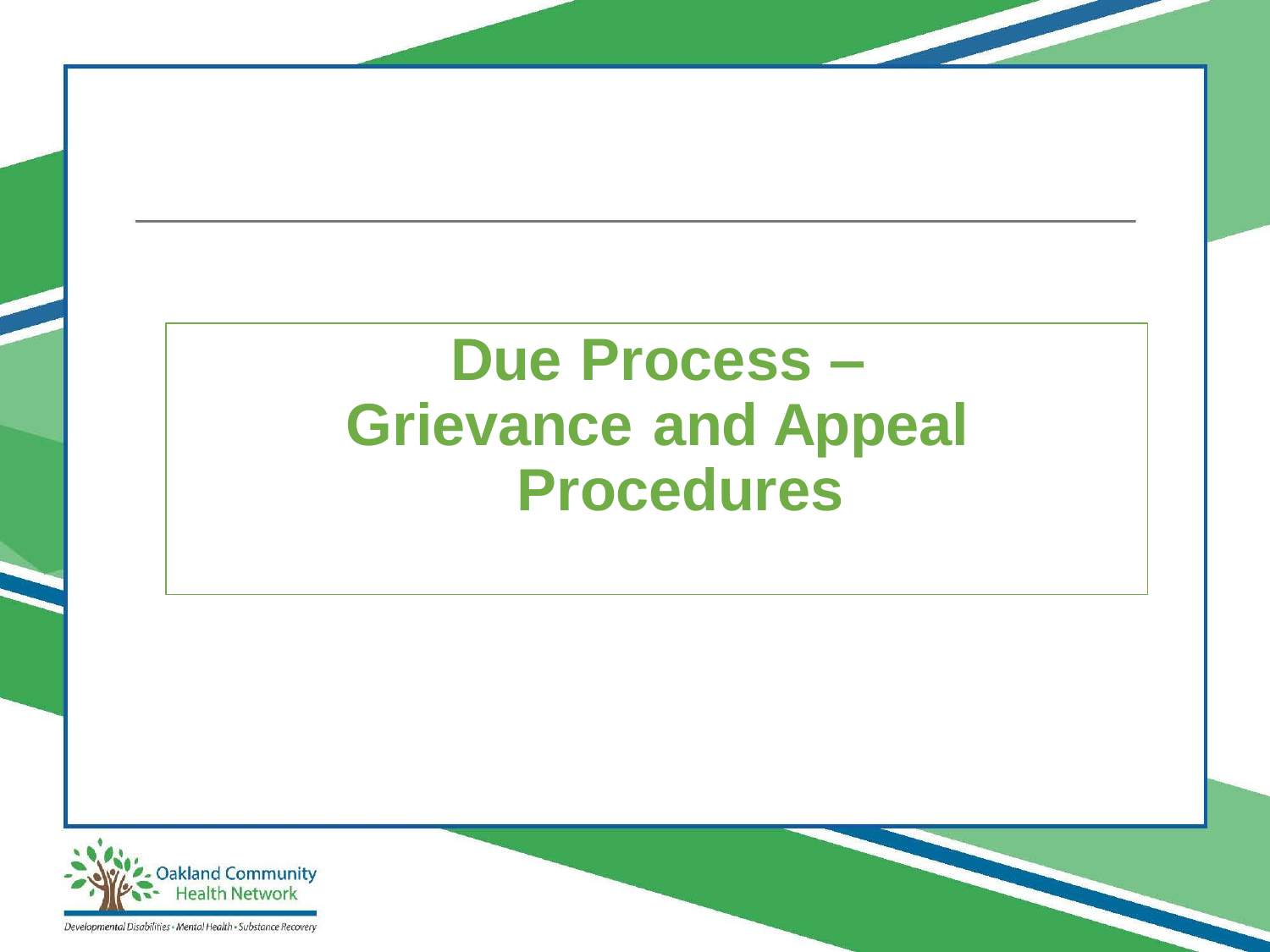# Due Process – Grievance and Appeal Procedures

Oakland Community Health Network

Developmental Disabilities • Mental Health • Substance Recovery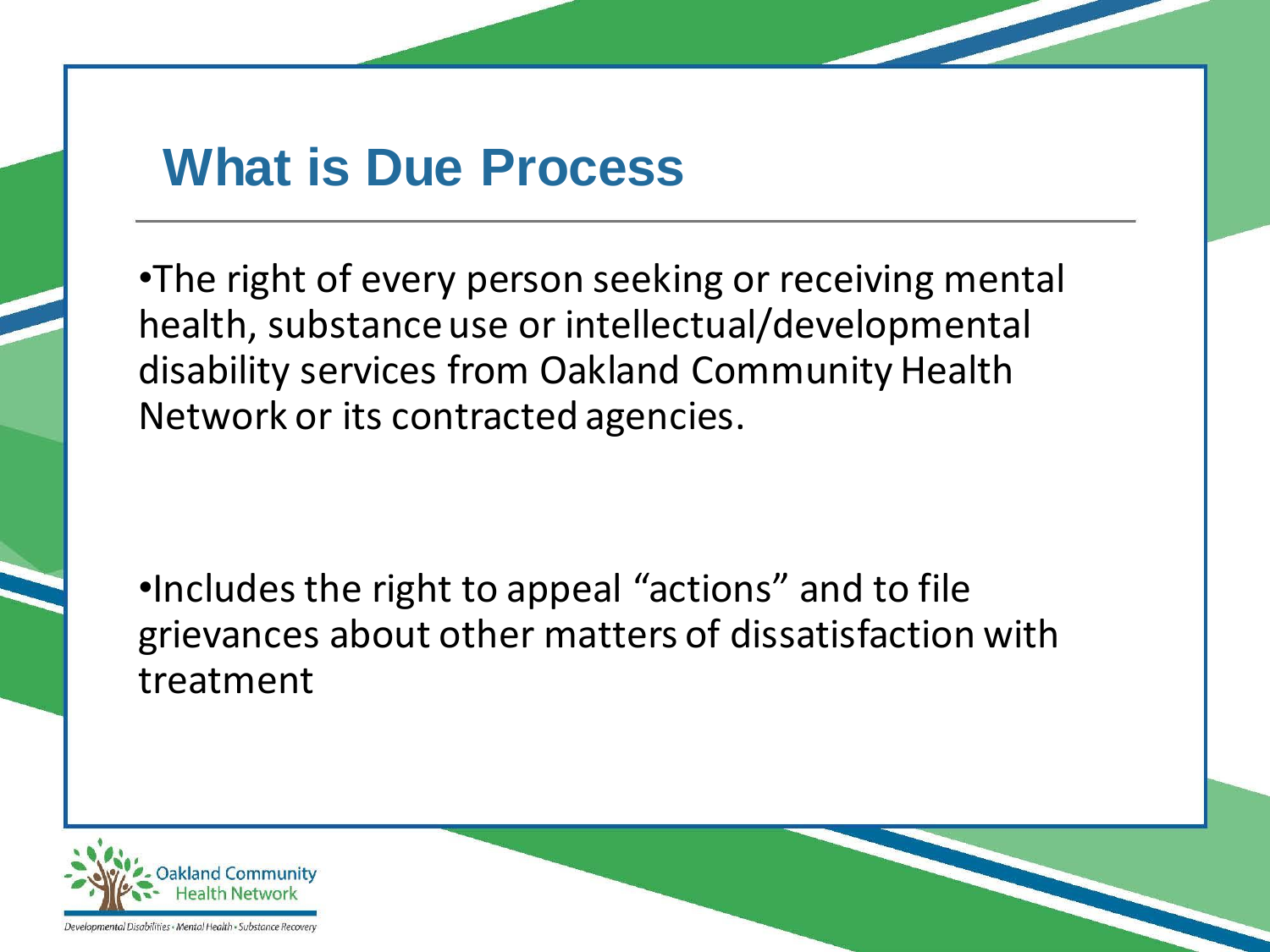# What is Due Process

- The right of every person seeking or receiving mental health, substance use or intellectual/developmental disability services from Oakland Community Health Network or its contracted agencies.

- Includes the right to appeal “actions” and to file grievances about other matters of dissatisfaction with treatment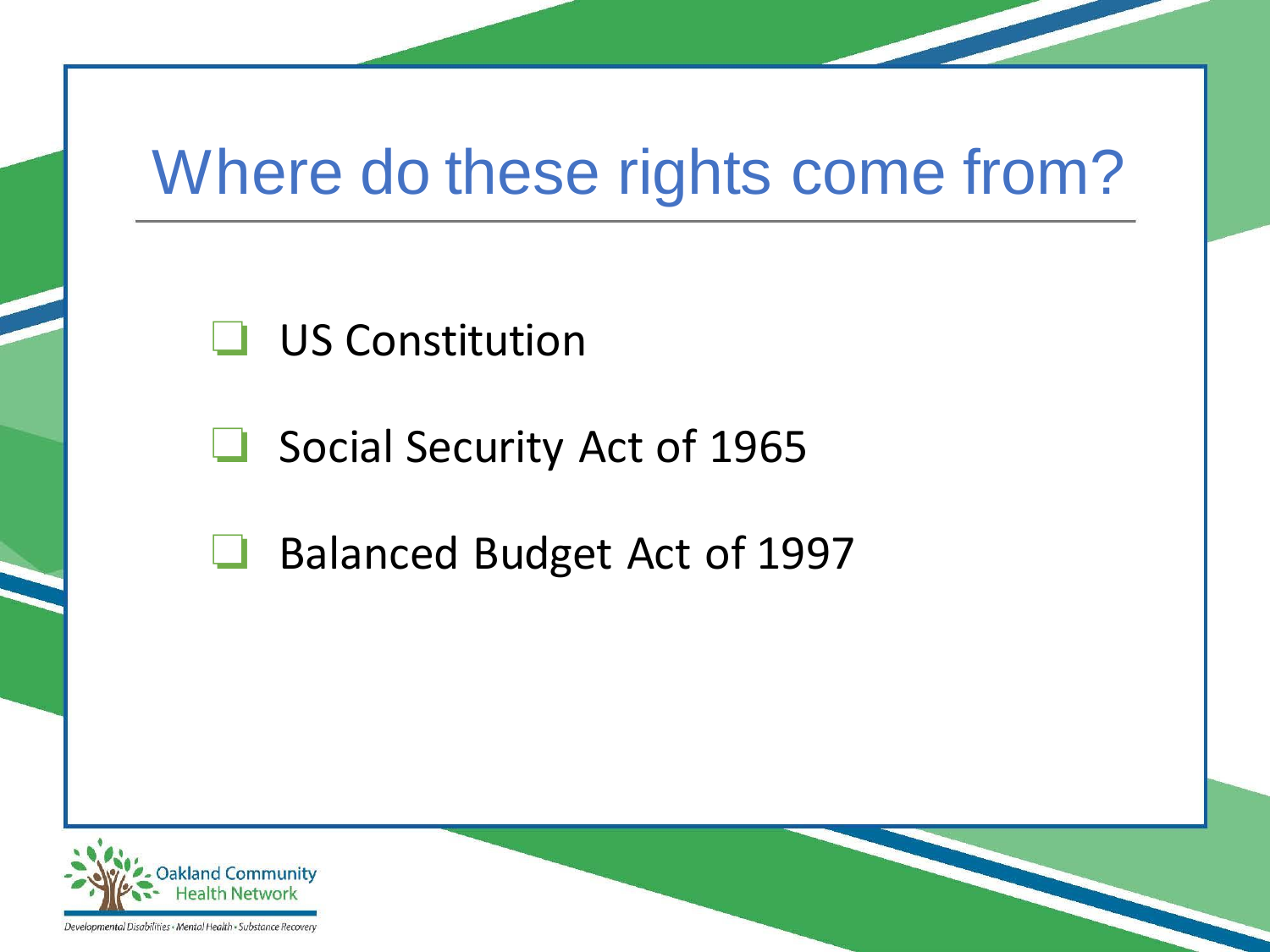# Where do these rights come from?

- US Constitution
- Social Security Act of 1965
- Balanced Budget Act of 1997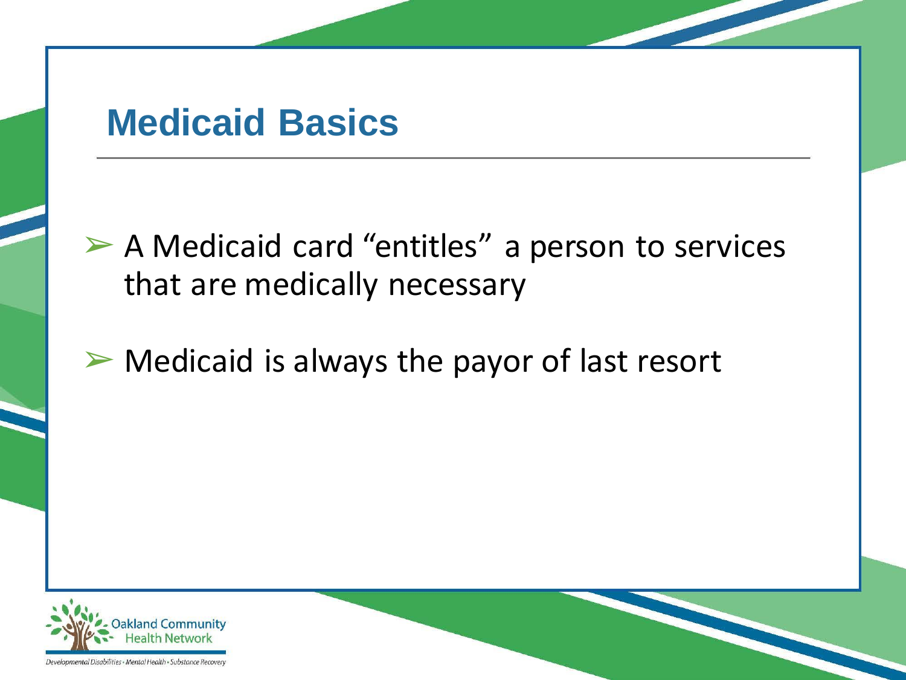# Medicaid Basics

- A Medicaid card "entitles" a person to services that are medically necessary
- Medicaid is always the payor of last resort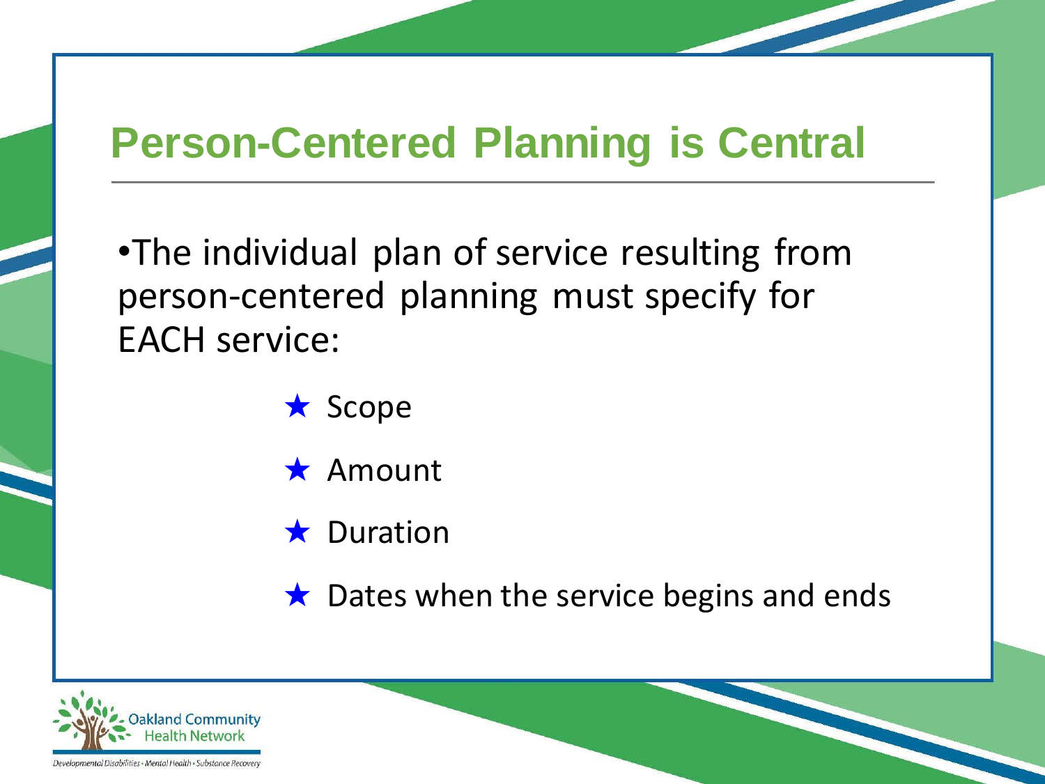# Person-Centered Planning is Central

- The individual plan of service resulting from person-centered planning must specify for EACH service:
  - ★ Scope
  - ★ Amount
  - ★ Duration
  - ★ Dates when the service begins and ends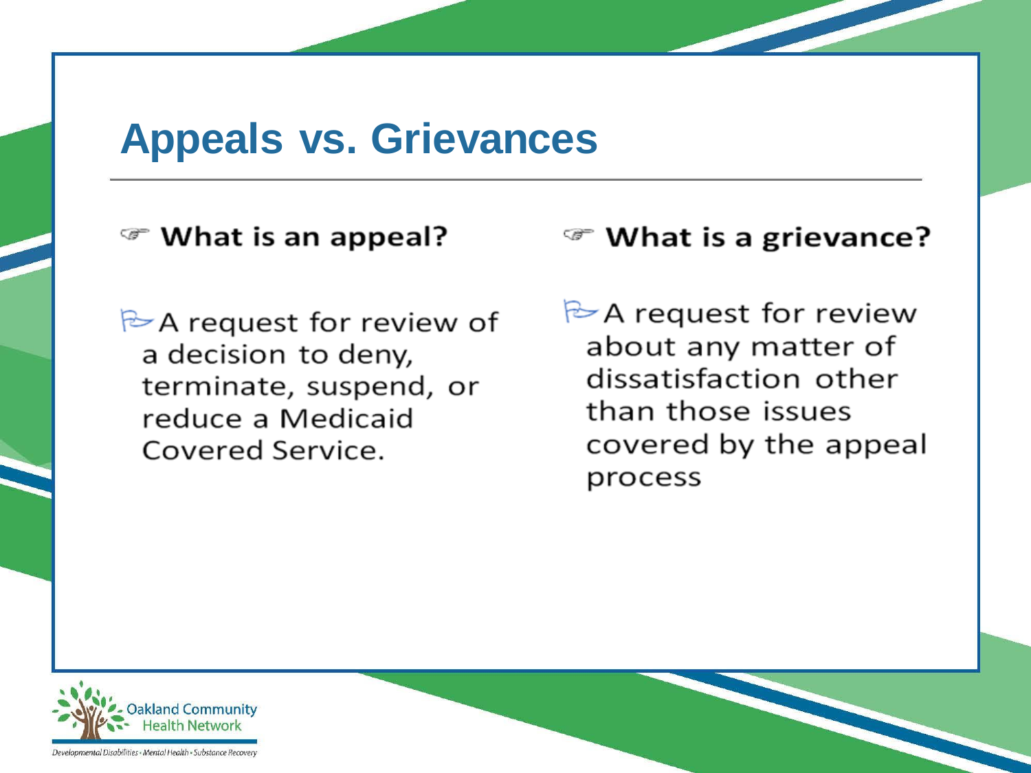# Appeals vs. Grievances

**What is an appeal?**

- A request for review of a decision to deny, terminate, suspend, or reduce a Medicaid Covered Service.

**What is a grievance?**

- A request for review about any matter of dissatisfaction other than those issues covered by the appeal process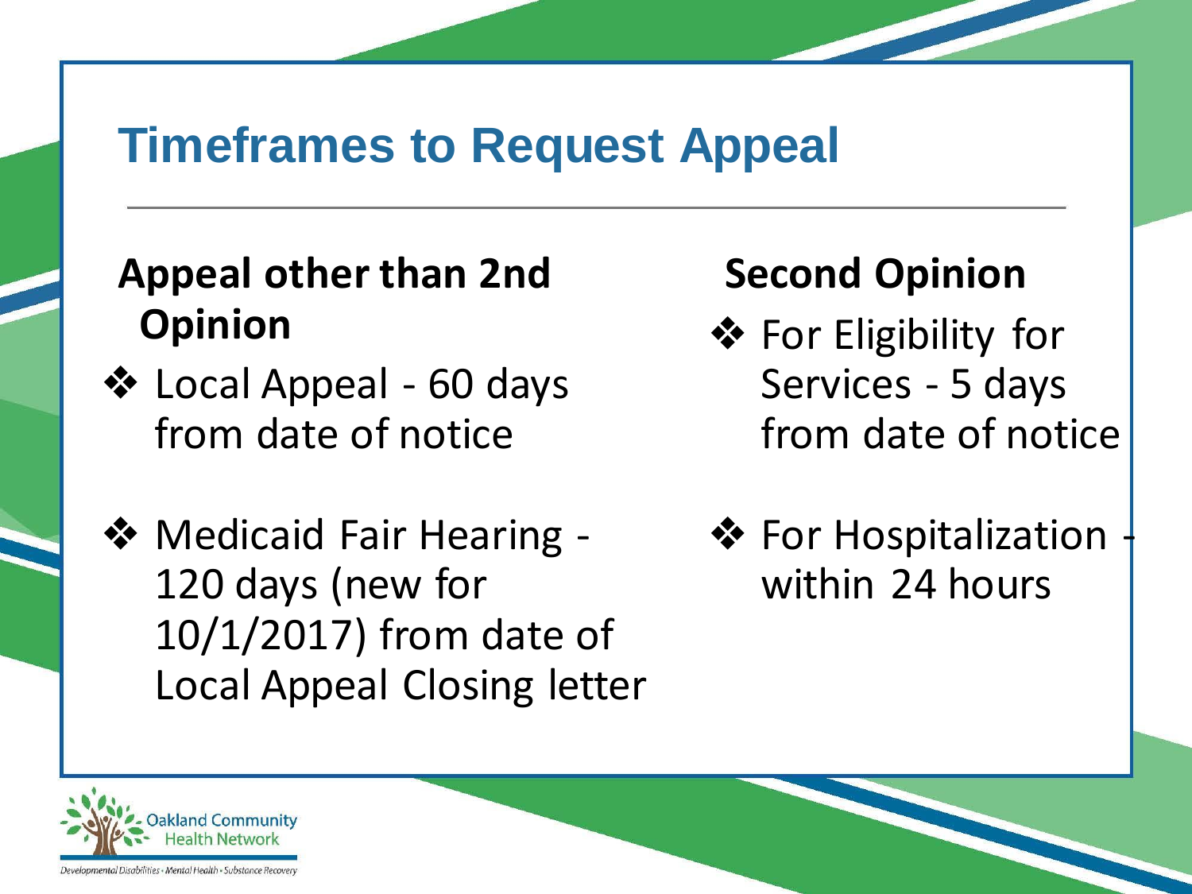# Timeframes to Request Appeal

### Appeal other than 2nd Opinion

- Local Appeal - 60 days from date of notice
- Medicaid Fair Hearing - 120 days (new for 10/1/2017) from date of Local Appeal Closing letter

### Second Opinion

- For Eligibility for Services - 5 days from date of notice
- For Hospitalization - within 24 hours

Oakland Community Health Network

Developmental Disabilities • Mental Health • Substance Recovery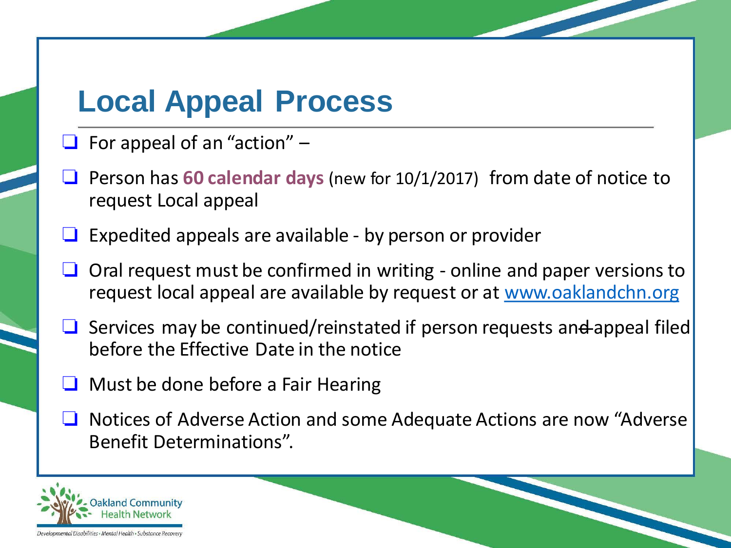# Local Appeal Process

- For appeal of an "action" –
- Person has **60 calendar days** (new for 10/1/2017) from date of notice to request Local appeal
- Expedited appeals are available - by person or provider
- Oral request must be confirmed in writing - online and paper versions to request local appeal are available by request or at www.oaklandchn.org
- Services may be continued/reinstated if person requests ~~and~~ appeal filed before the Effective Date in the notice
- Must be done before a Fair Hearing
- Notices of Adverse Action and some Adequate Actions are now "Adverse Benefit Determinations".

Oakland Community Health Network

Developmental Disabilities • Mental Health • Substance Recovery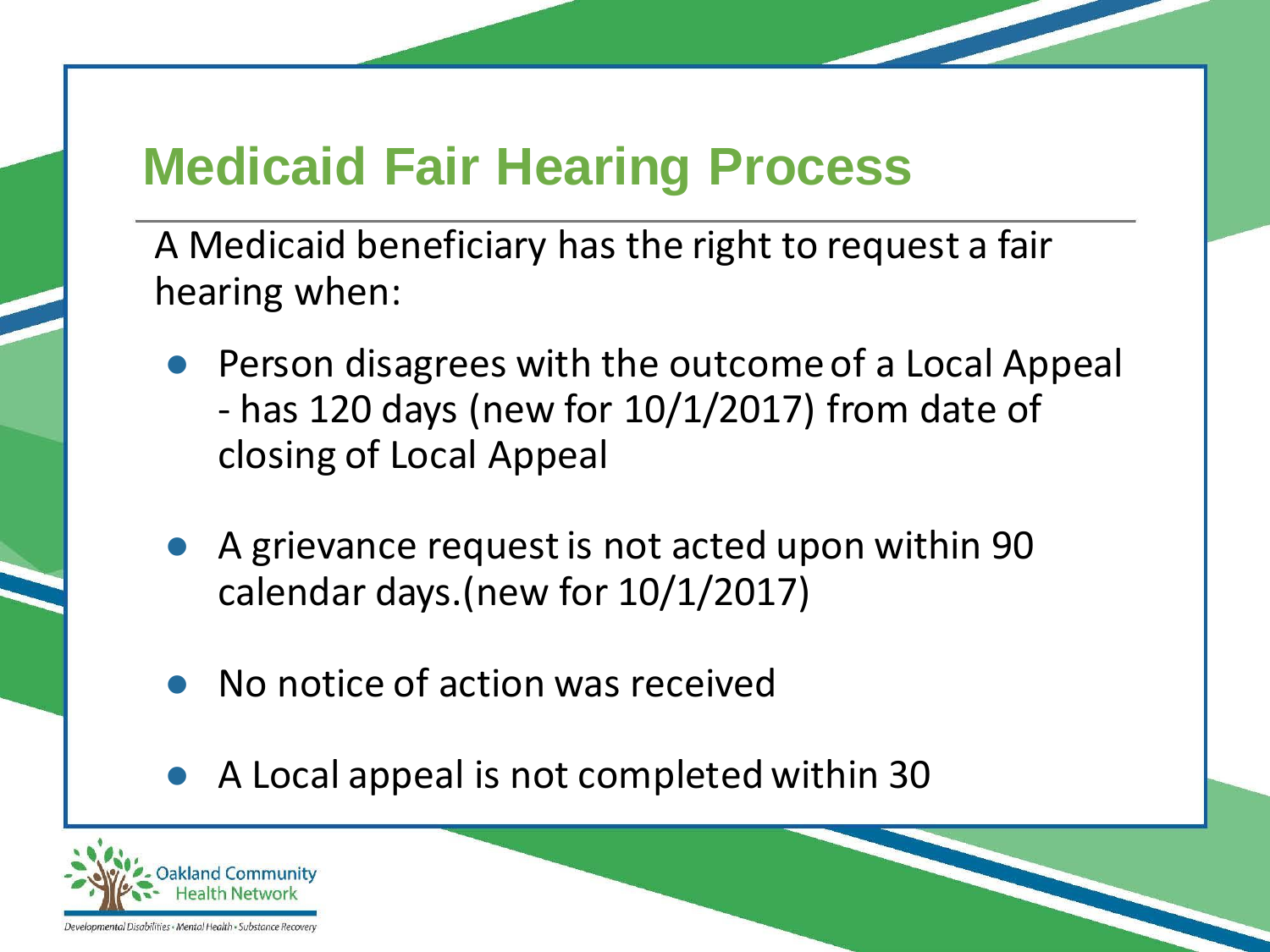# Medicaid Fair Hearing Process

A Medicaid beneficiary has the right to request a fair hearing when:

- Person disagrees with the outcome of a Local Appeal - has 120 days (new for 10/1/2017) from date of closing of Local Appeal
- A grievance request is not acted upon within 90 calendar days.(new for 10/1/2017)
- No notice of action was received
- A Local appeal is not completed within 30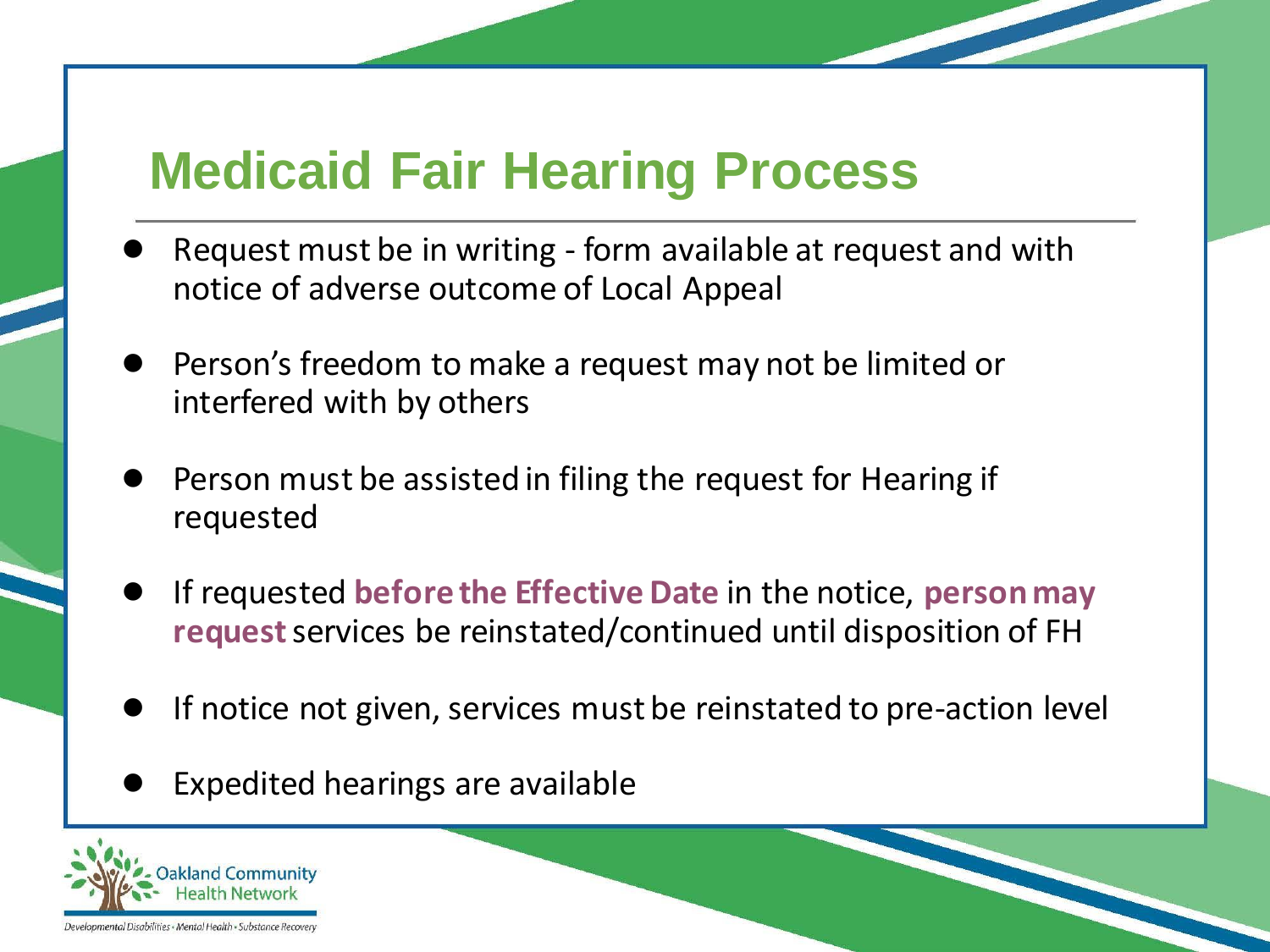# Medicaid Fair Hearing Process

- Request must be in writing - form available at request and with notice of adverse outcome of Local Appeal
- Person's freedom to make a request may not be limited or interfered with by others
- Person must be assisted in filing the request for Hearing if requested
- If requested **before the Effective Date** in the notice, **person may request** services be reinstated/continued until disposition of FH
- If notice not given, services must be reinstated to pre-action level
- Expedited hearings are available

Oakland Community Health Network

Developmental Disabilities • Mental Health • Substance Recovery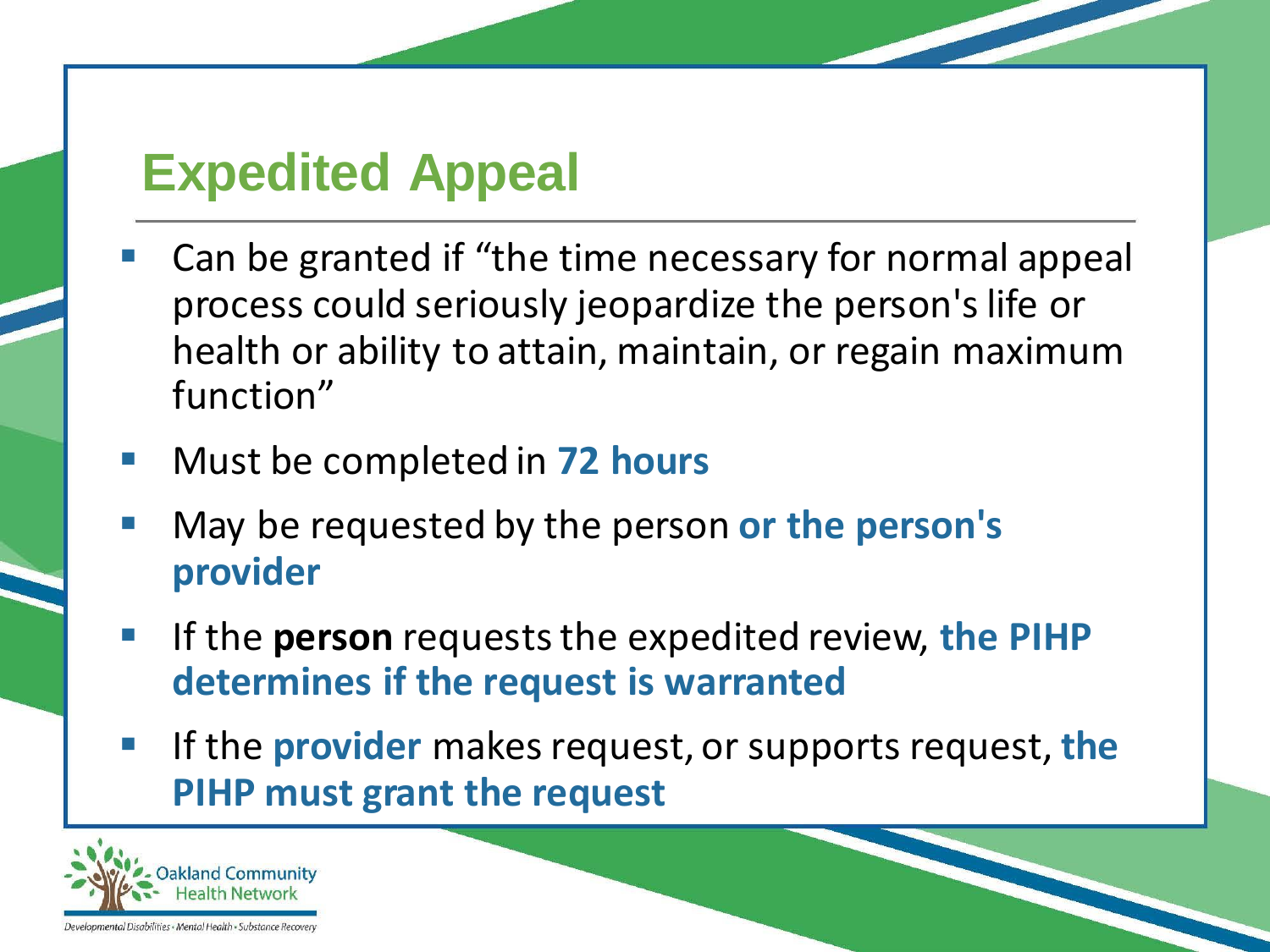# Expedited Appeal

- Can be granted if "the time necessary for normal appeal process could seriously jeopardize the person's life or health or ability to attain, maintain, or regain maximum function"
- Must be completed in **72 hours**
- May be requested by the person **or the person's provider**
- If the **person** requests the expedited review, **the PIHP determines if the request is warranted**
- If the **provider** makes request, or supports request, **the PIHP must grant the request**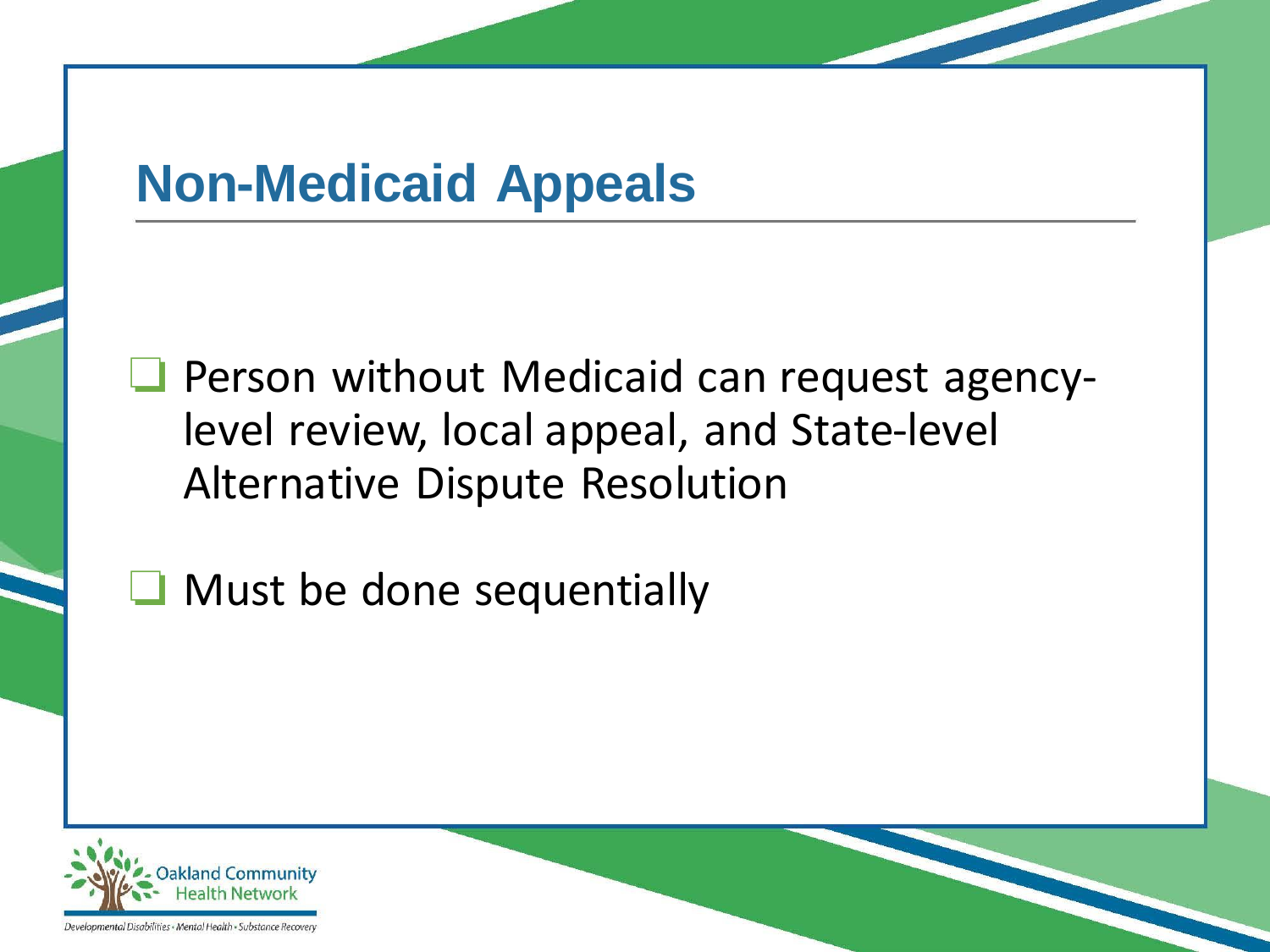# Non-Medicaid Appeals

- Person without Medicaid can request agency-level review, local appeal, and State-level Alternative Dispute Resolution
- Must be done sequentially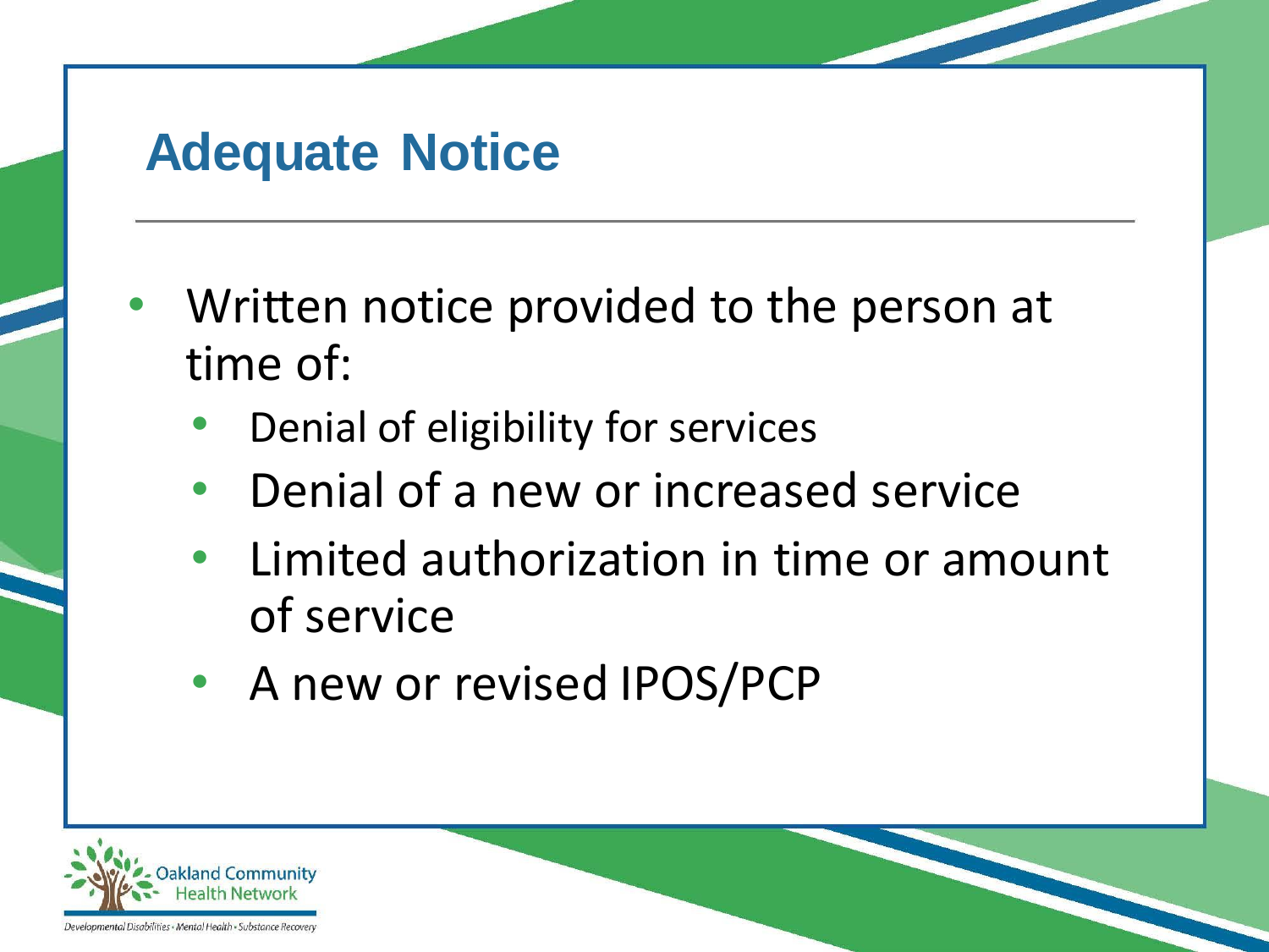# Adequate Notice

- Written notice provided to the person at time of:
  - Denial of eligibility for services
  - Denial of a new or increased service
  - Limited authorization in time or amount of service
  - A new or revised IPOS/PCP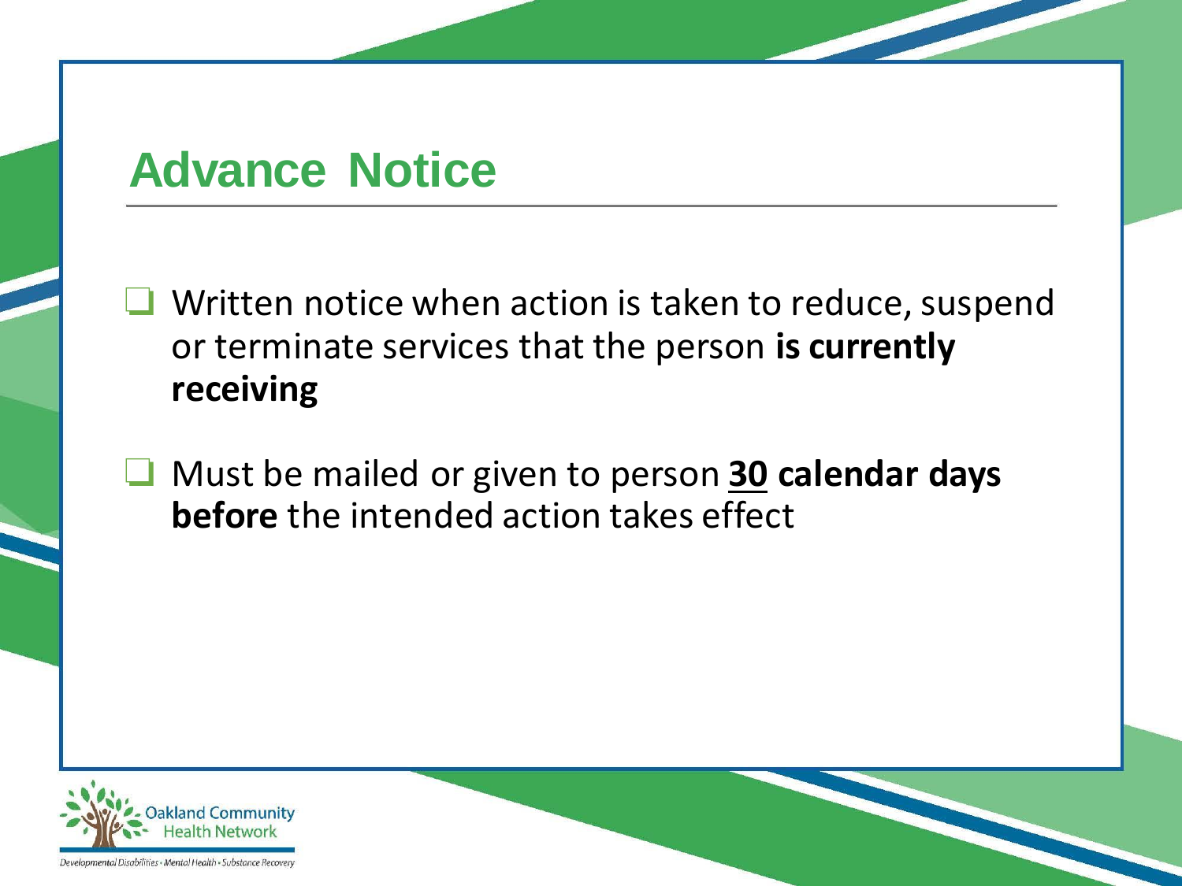# Advance Notice

- Written notice when action is taken to reduce, suspend or terminate services that the person **is currently receiving**
- Must be mailed or given to person **<u>30</u> calendar days before** the intended action takes effect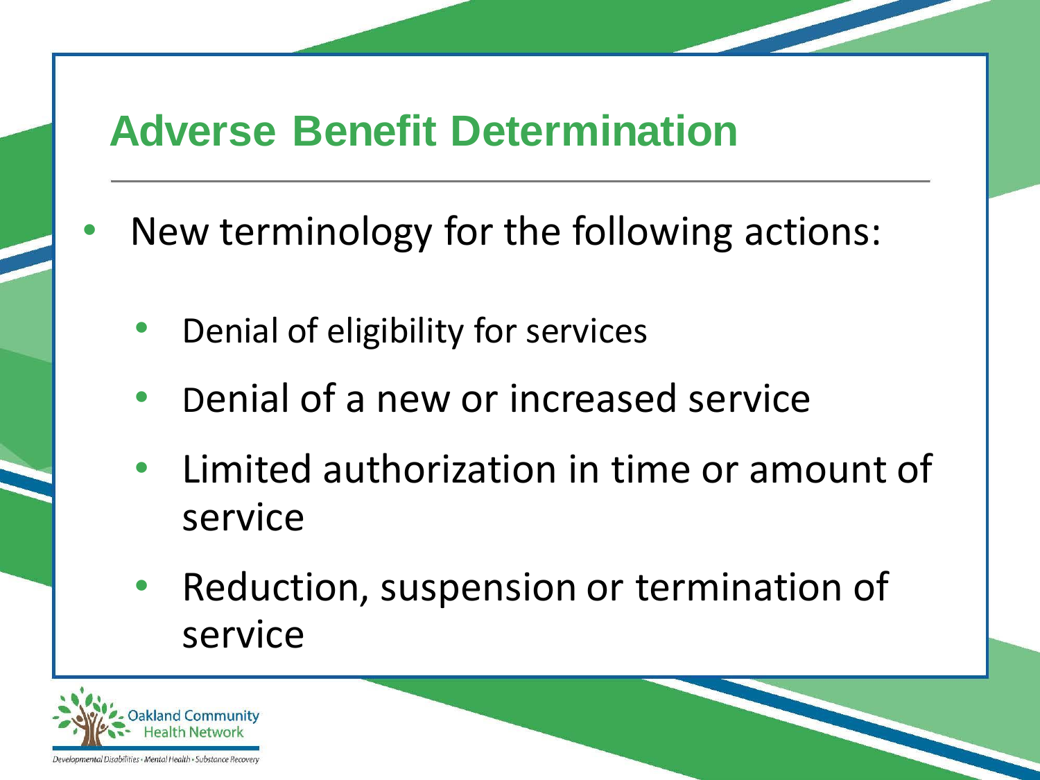# Adverse Benefit Determination

- New terminology for the following actions:
  - Denial of eligibility for services
  - Denial of a new or increased service
  - Limited authorization in time or amount of service
  - Reduction, suspension or termination of service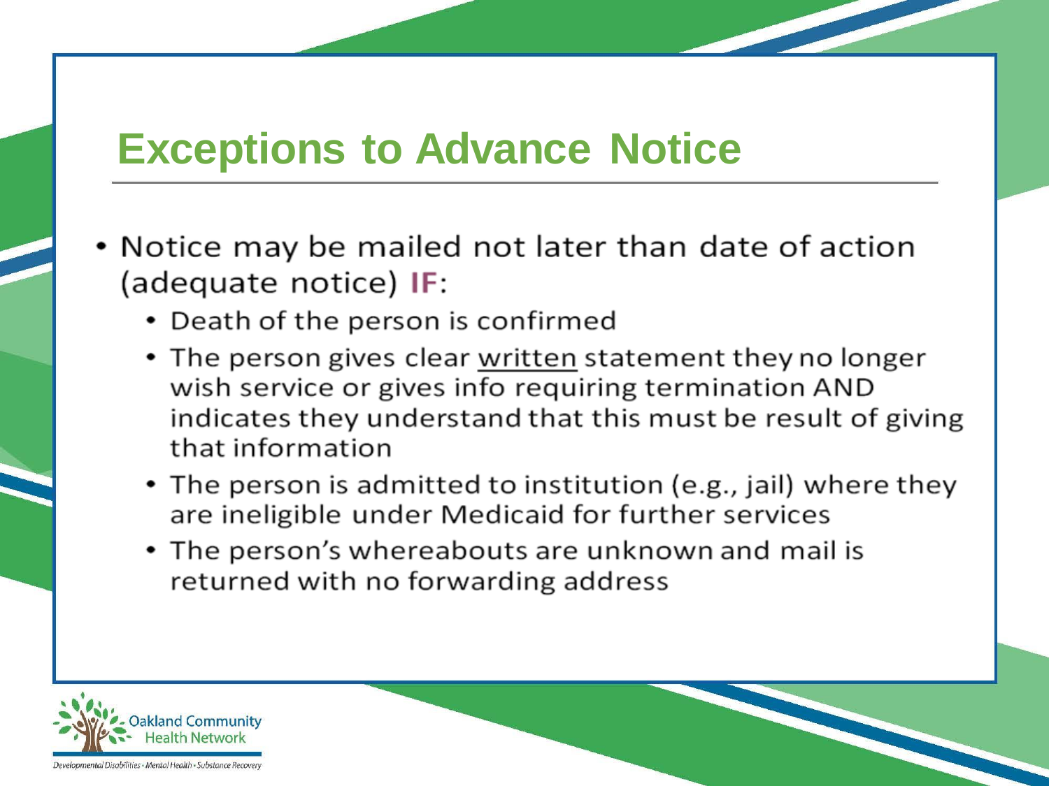# Exceptions to Advance Notice

- Notice may be mailed not later than date of action (adequate notice) **IF**:
  - Death of the person is confirmed
  - The person gives clear written statement they no longer wish service or gives info requiring termination AND indicates they understand that this must be result of giving that information
  - The person is admitted to institution (e.g., jail) where they are ineligible under Medicaid for further services
  - The person's whereabouts are unknown and mail is returned with no forwarding address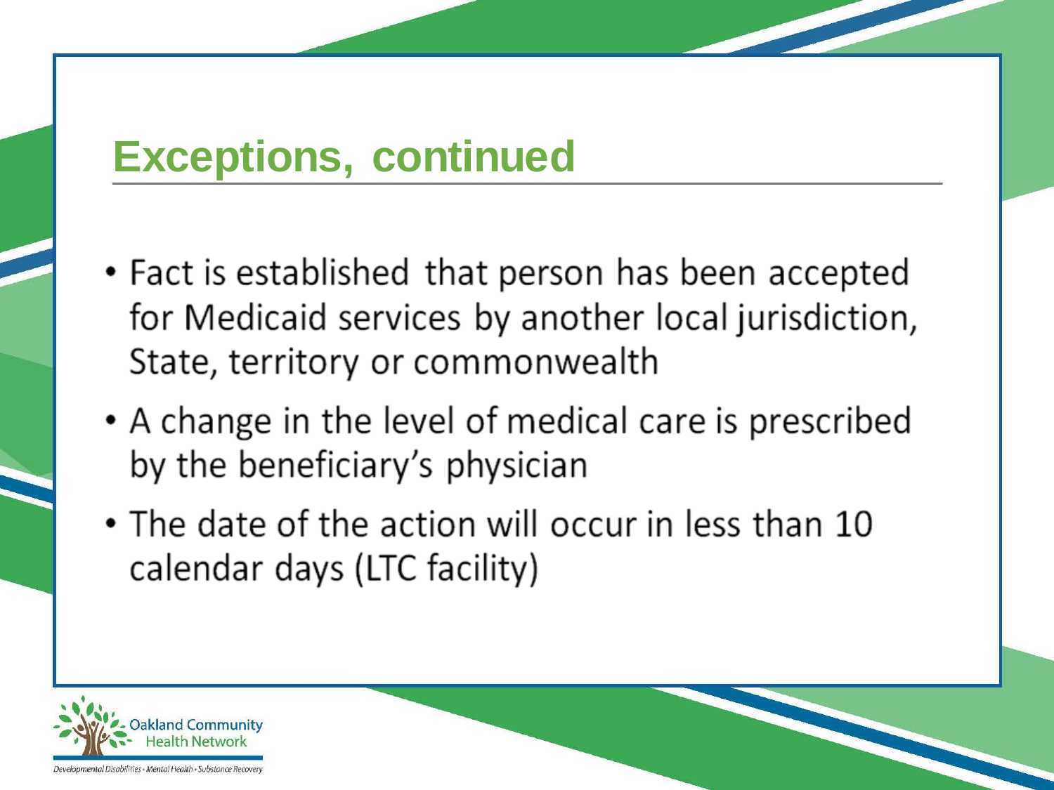# Exceptions, continued

- Fact is established that person has been accepted for Medicaid services by another local jurisdiction, State, territory or commonwealth
- A change in the level of medical care is prescribed by the beneficiary's physician
- The date of the action will occur in less than 10 calendar days (LTC facility)

Oakland Community Health Network

Developmental Disabilities • Mental Health • Substance Recovery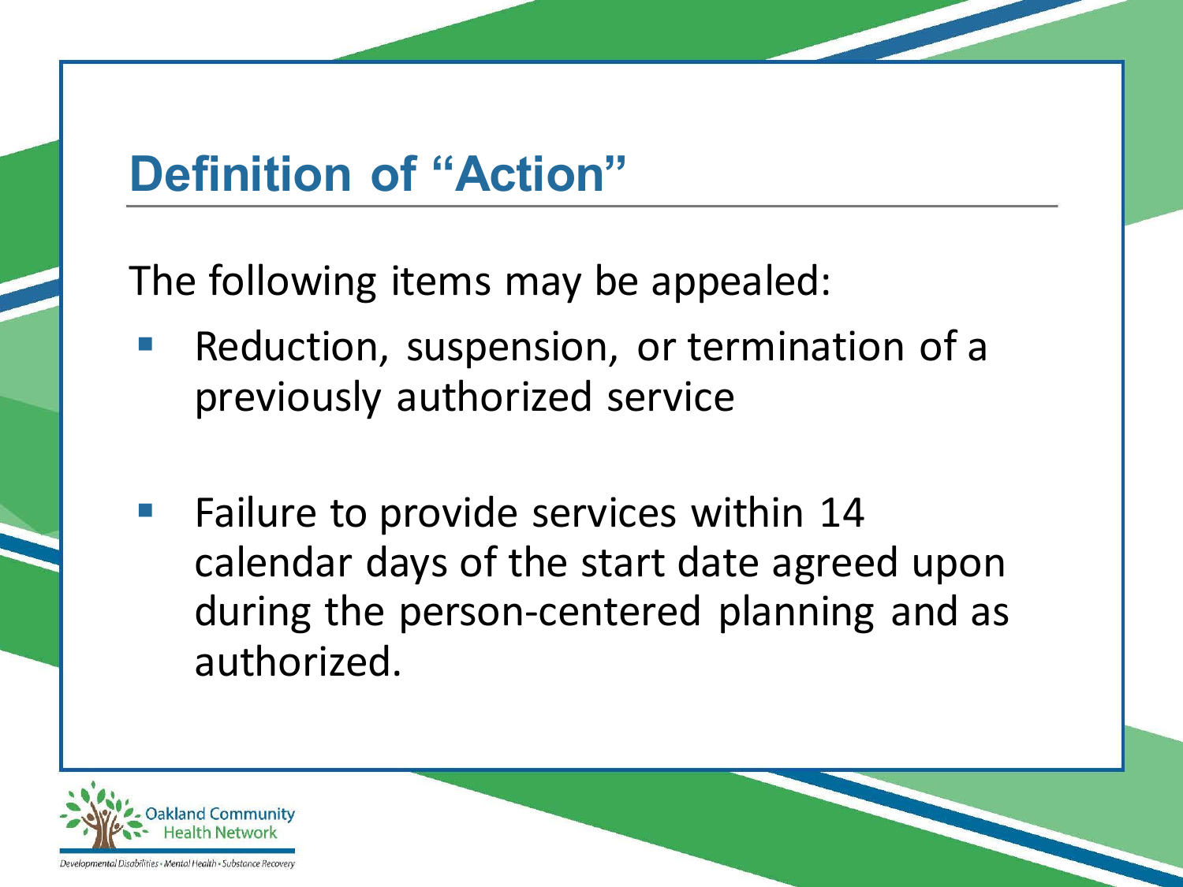# Definition of "Action"

The following items may be appealed:

- Reduction, suspension, or termination of a previously authorized service
- Failure to provide services within 14 calendar days of the start date agreed upon during the person-centered planning and as authorized.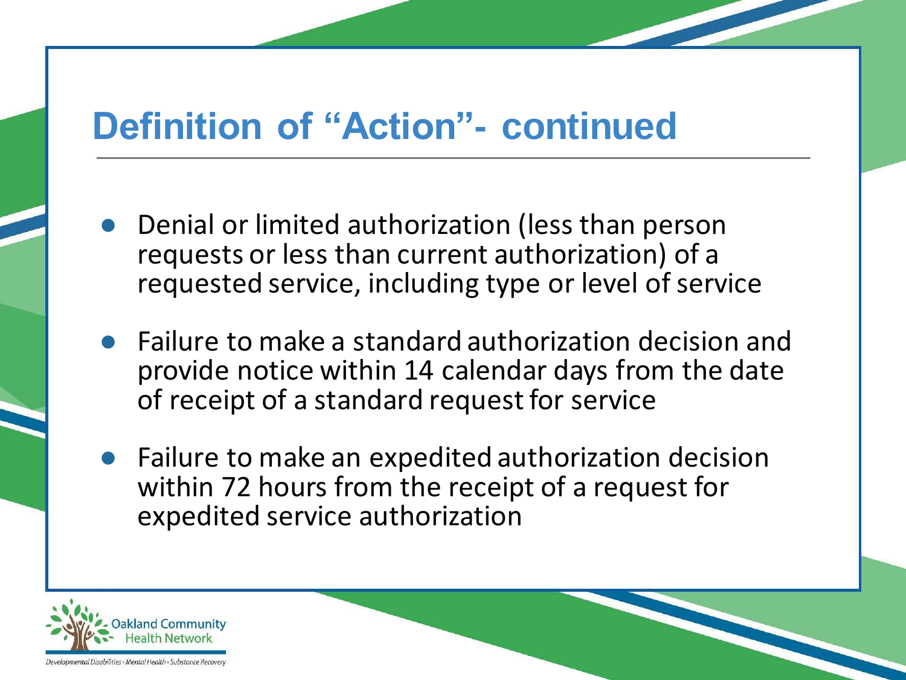# Definition of "Action"- continued

- Denial or limited authorization (less than person requests or less than current authorization) of a requested service, including type or level of service
- Failure to make a standard authorization decision and provide notice within 14 calendar days from the date of receipt of a standard request for service
- Failure to make an expedited authorization decision within 72 hours from the receipt of a request for expedited service authorization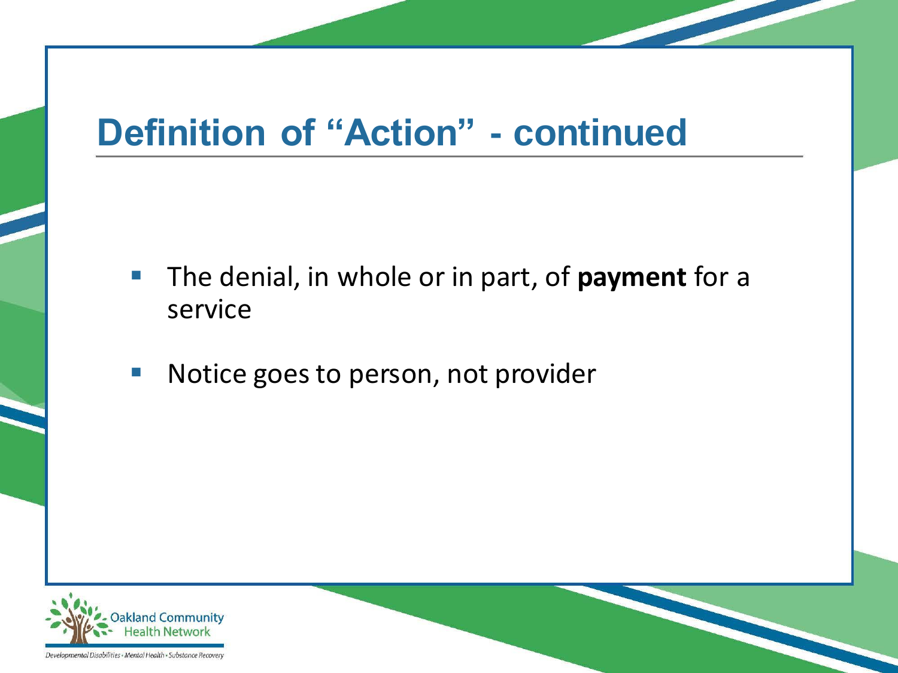# Definition of “Action” - continued

- The denial, in whole or in part, of **payment** for a service
- Notice goes to person, not provider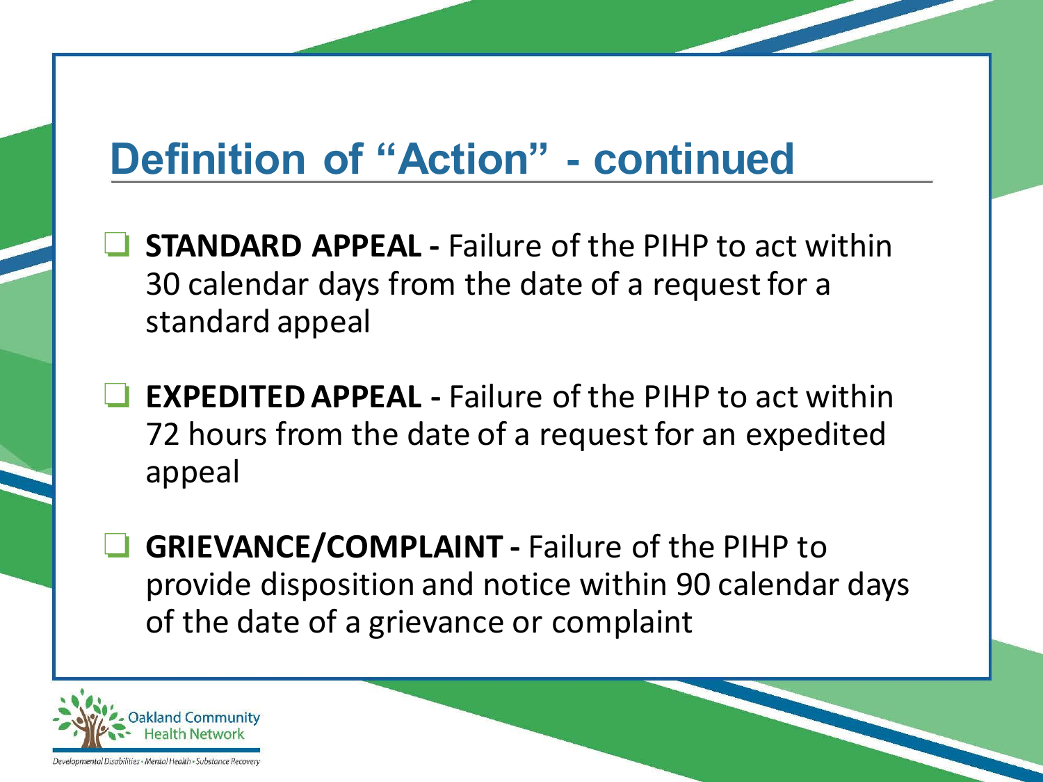# Definition of "Action" - continued

- **STANDARD APPEAL -** Failure of the PIHP to act within 30 calendar days from the date of a request for a standard appeal
- **EXPEDITED APPEAL -** Failure of the PIHP to act within 72 hours from the date of a request for an expedited appeal
- **GRIEVANCE/COMPLAINT -** Failure of the PIHP to provide disposition and notice within 90 calendar days of the date of a grievance or complaint

Oakland Community Health Network

Developmental Disabilities • Mental Health • Substance Recovery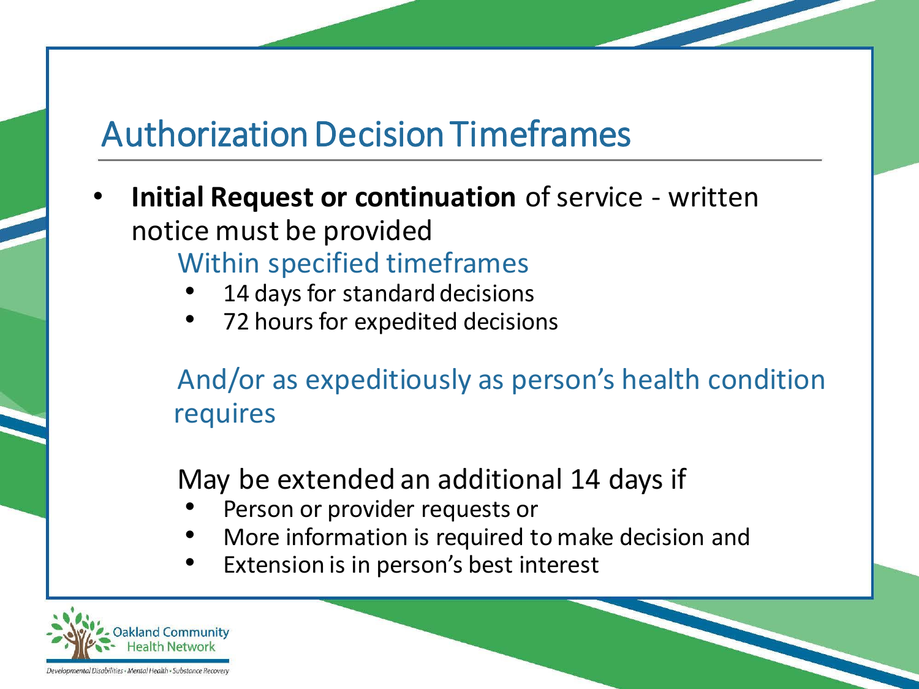# Authorization Decision Timeframes

- **Initial Request or continuation** of service - written notice must be provided

  Within specified timeframes

  - 14 days for standard decisions
  - 72 hours for expedited decisions

  And/or as expeditiously as person's health condition requires

  May be extended an additional 14 days if

  - Person or provider requests or
  - More information is required to make decision and
  - Extension is in person's best interest

Oakland Community Health Network

Developmental Disabilities • Mental Health • Substance Recovery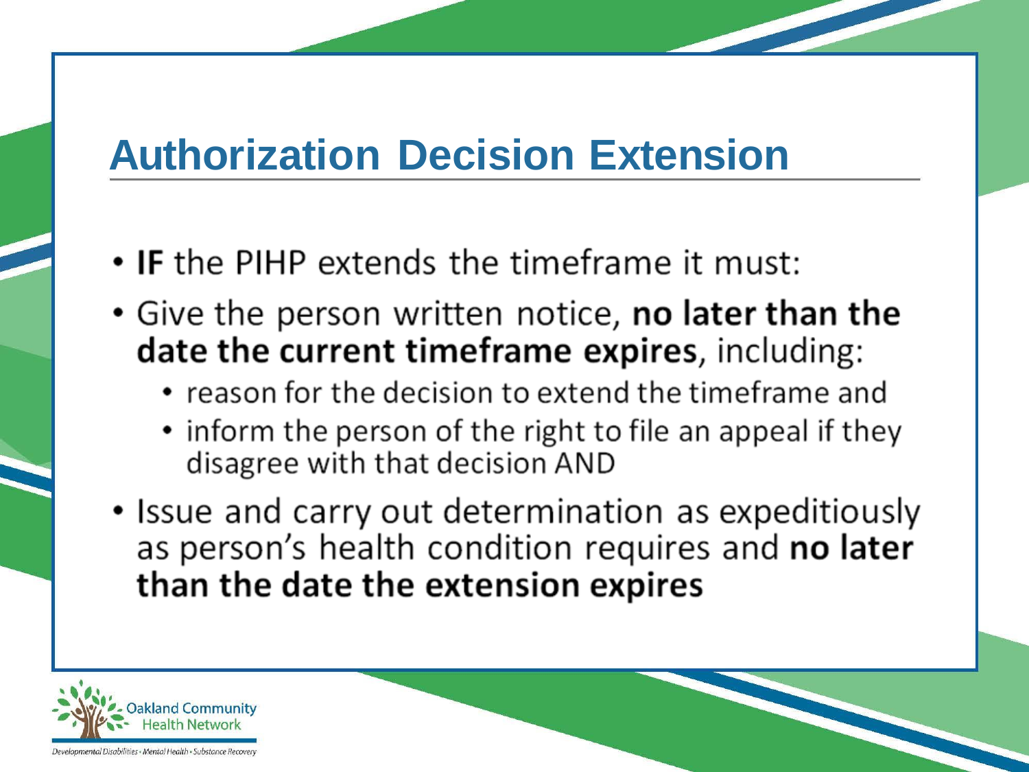# Authorization Decision Extension

- **IF** the PIHP extends the timeframe it must:
- Give the person written notice, **no later than the date the current timeframe expires**, including:
  - reason for the decision to extend the timeframe and
  - inform the person of the right to file an appeal if they disagree with that decision AND
- Issue and carry out determination as expeditiously as person's health condition requires and **no later than the date the extension expires**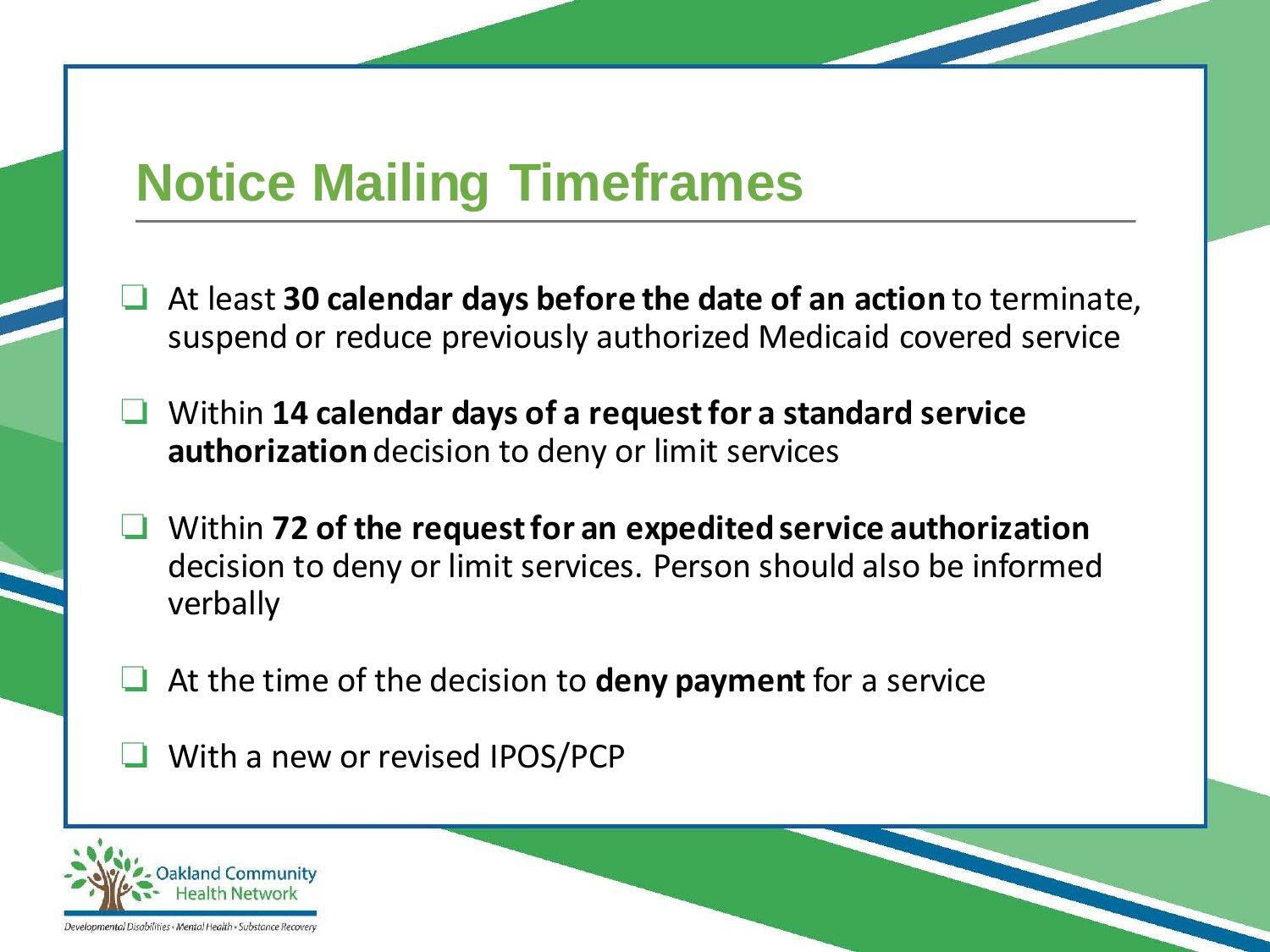# Notice Mailing Timeframes

- At least **30 calendar days before the date of an action** to terminate, suspend or reduce previously authorized Medicaid covered service
- Within **14 calendar days of a request for a standard service authorization** decision to deny or limit services
- Within **72 of the request for an expedited service authorization** decision to deny or limit services. Person should also be informed verbally
- At the time of the decision to **deny payment** for a service
- With a new or revised IPOS/PCP

Oakland Community Health Network

*Developmental Disabilities • Mental Health • Substance Recovery*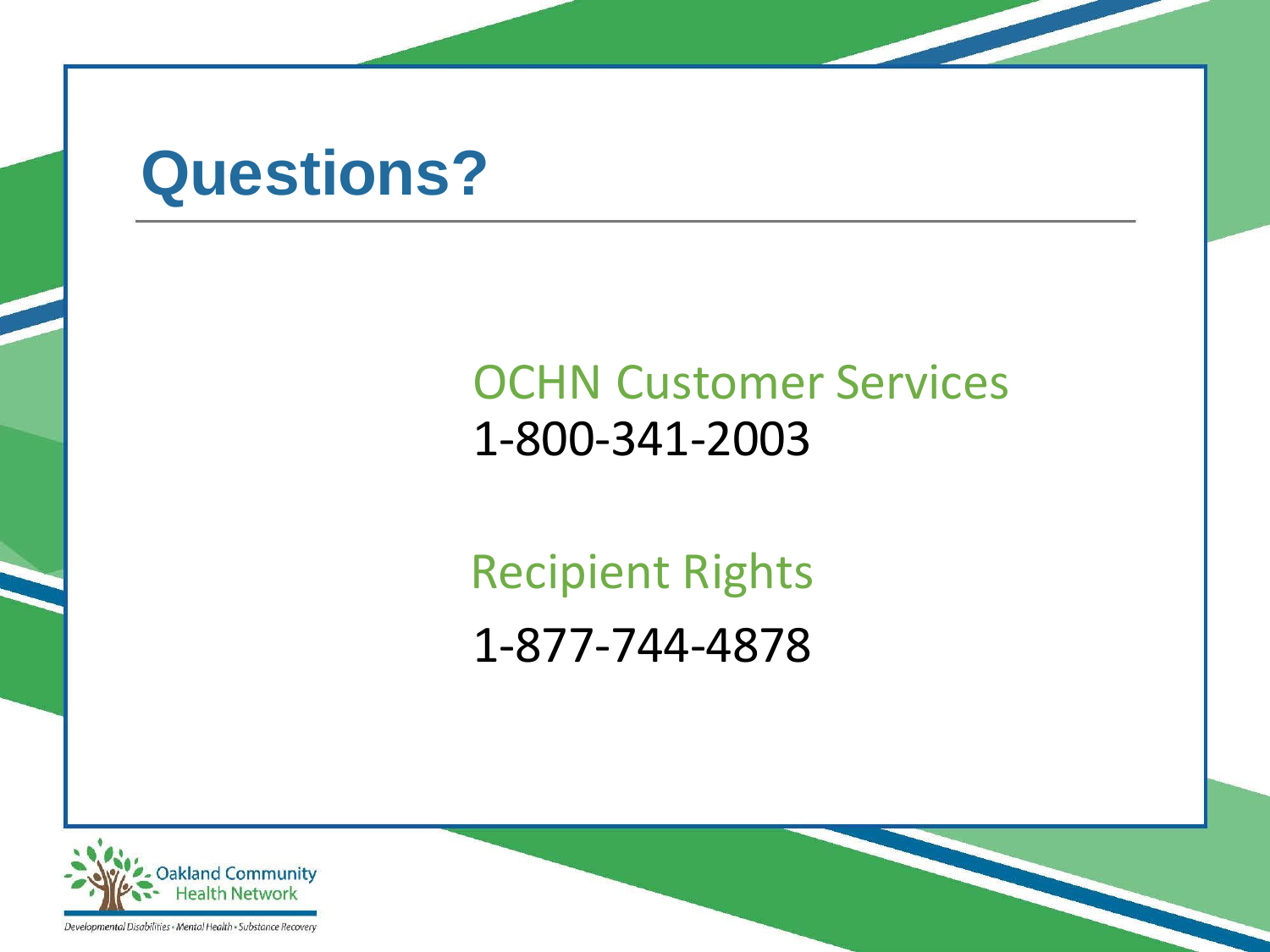# Questions?

OCHN Customer Services
1-800-341-2003

Recipient Rights
1-877-744-4878

Oakland Community Health Network

Developmental Disabilities • Mental Health • Substance Recovery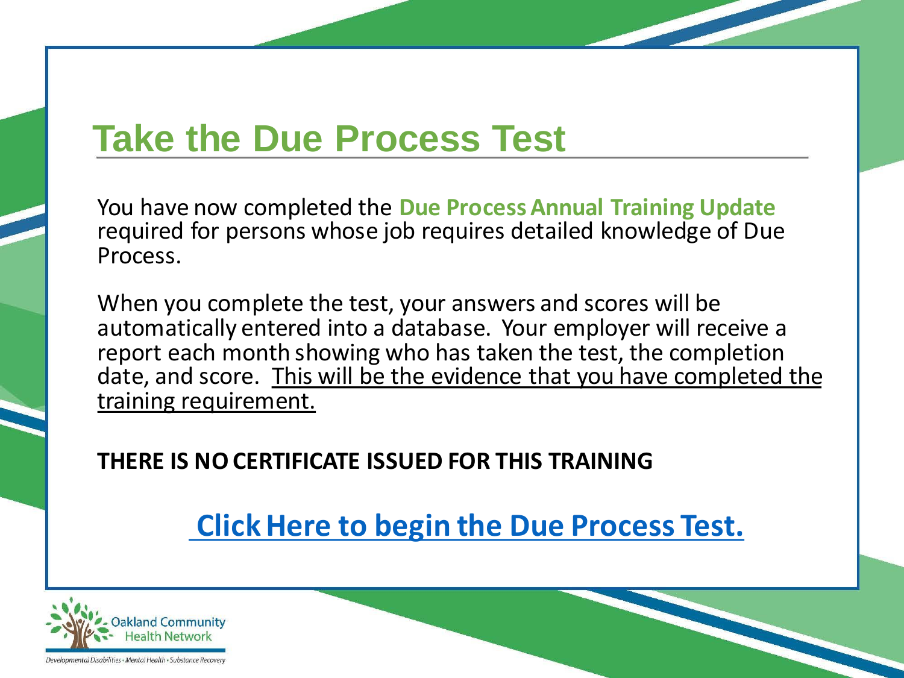# Take the Due Process Test

You have now completed the **Due Process Annual Training Update** required for persons whose job requires detailed knowledge of Due Process.

When you complete the test, your answers and scores will be automatically entered into a database. Your employer will receive a report each month showing who has taken the test, the completion date, and score. <u>This will be the evidence that you have completed the training requirement.</u>

**THERE IS NO CERTIFICATE ISSUED FOR THIS TRAINING**

**Click Here to begin the Due Process Test.**

Oakland Community Health Network

*Developmental Disabilities • Mental Health • Substance Recovery*